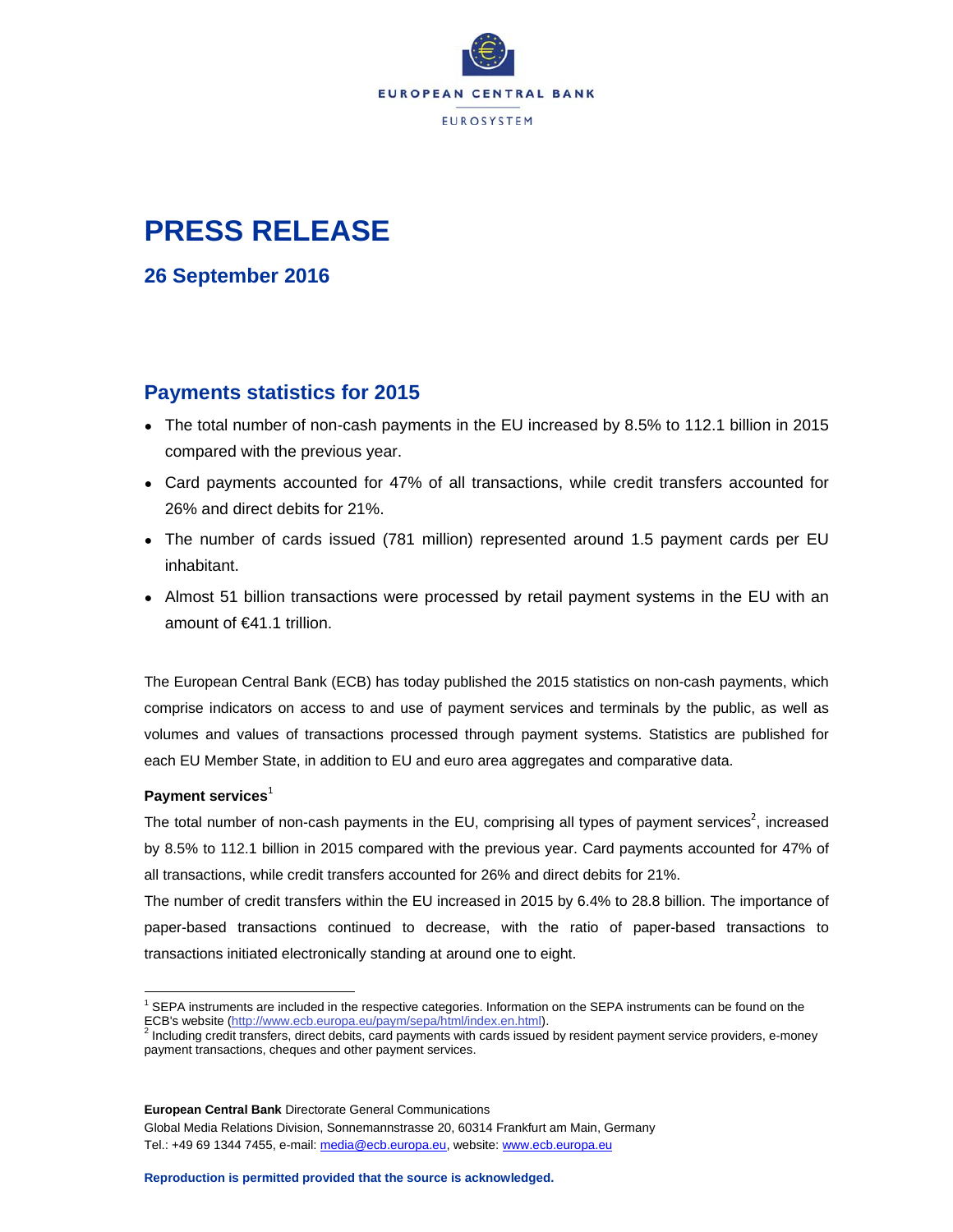EUROPEAN CENTRAL BANK

EUROSYSTEM

# PRESS RELEASE

## 26 September 2016

## Payments statistics for 2015

- The total number of non-cash payments in the EU increased by 8.5% to 112.1 billion in 2015 compared with the previous year.
- Card payments accounted for 47% of all transactions, while credit transfers accounted for 26% and direct debits for 21%.
- The number of cards issued (781 million) represented around 1.5 payment cards per EU inhabitant.
- Almost 51 billion transactions were processed by retail payment systems in the EU with an amount of €41.1 trillion.

The European Central Bank (ECB) has today published the 2015 statistics on non-cash payments, which comprise indicators on access to and use of payment services and terminals by the public, as well as volumes and values of transactions processed through payment systems. Statistics are published for each EU Member State, in addition to EU and euro area aggregates and comparative data.

**Payment services**[1]

The total number of non-cash payments in the EU, comprising all types of payment services[2], increased by 8.5% to 112.1 billion in 2015 compared with the previous year. Card payments accounted for 47% of all transactions, while credit transfers accounted for 26% and direct debits for 21%.

The number of credit transfers within the EU increased in 2015 by 6.4% to 28.8 billion. The importance of paper-based transactions continued to decrease, with the ratio of paper-based transactions to transactions initiated electronically standing at around one to eight.

---

[1] SEPA instruments are included in the respective categories. Information on the SEPA instruments can be found on the ECB's website (http://www.ecb.europa.eu/paym/sepa/html/index.en.html).

[2] Including credit transfers, direct debits, card payments with cards issued by resident payment service providers, e-money payment transactions, cheques and other payment services.

**European Central Bank** Directorate General Communications
Global Media Relations Division, Sonnemannstrasse 20, 60314 Frankfurt am Main, Germany
Tel.: +49 69 1344 7455, e-mail: media@ecb.europa.eu, website: www.ecb.europa.eu

**Reproduction is permitted provided that the source is acknowledged.**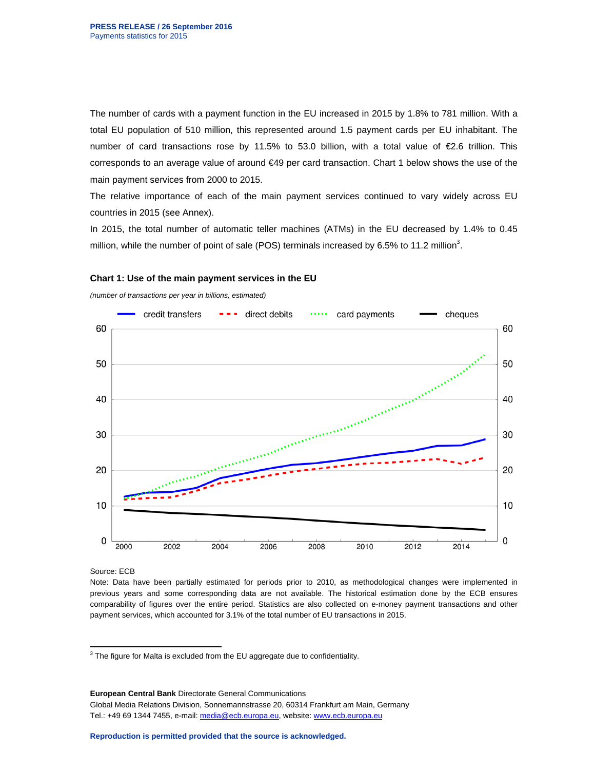The number of cards with a payment function in the EU increased in 2015 by 1.8% to 781 million. With a total EU population of 510 million, this represented around 1.5 payment cards per EU inhabitant. The number of card transactions rose by 11.5% to 53.0 billion, with a total value of €2.6 trillion. This corresponds to an average value of around €49 per card transaction. Chart 1 below shows the use of the main payment services from 2000 to 2015.

The relative importance of each of the main payment services continued to vary widely across EU countries in 2015 (see Annex).

In 2015, the total number of automatic teller machines (ATMs) in the EU decreased by 1.4% to 0.45 million, while the number of point of sale (POS) terminals increased by 6.5% to 11.2 million[3].

**Chart 1: Use of the main payment services in the EU**

*(number of transactions per year in billions, estimated)*

Source: ECB

Note: Data have been partially estimated for periods prior to 2010, as methodological changes were implemented in previous years and some corresponding data are not available. The historical estimation done by the ECB ensures comparability of figures over the entire period. Statistics are also collected on e-money payment transactions and other payment services, which accounted for 3.1% of the total number of EU transactions in 2015.

---

[3] The figure for Malta is excluded from the EU aggregate due to confidentiality.

**European Central Bank** Directorate General Communications
Global Media Relations Division, Sonnemannstrasse 20, 60314 Frankfurt am Main, Germany
Tel.: +49 69 1344 7455, e-mail: media@ecb.europa.eu, website: www.ecb.europa.eu

**Reproduction is permitted provided that the source is acknowledged.**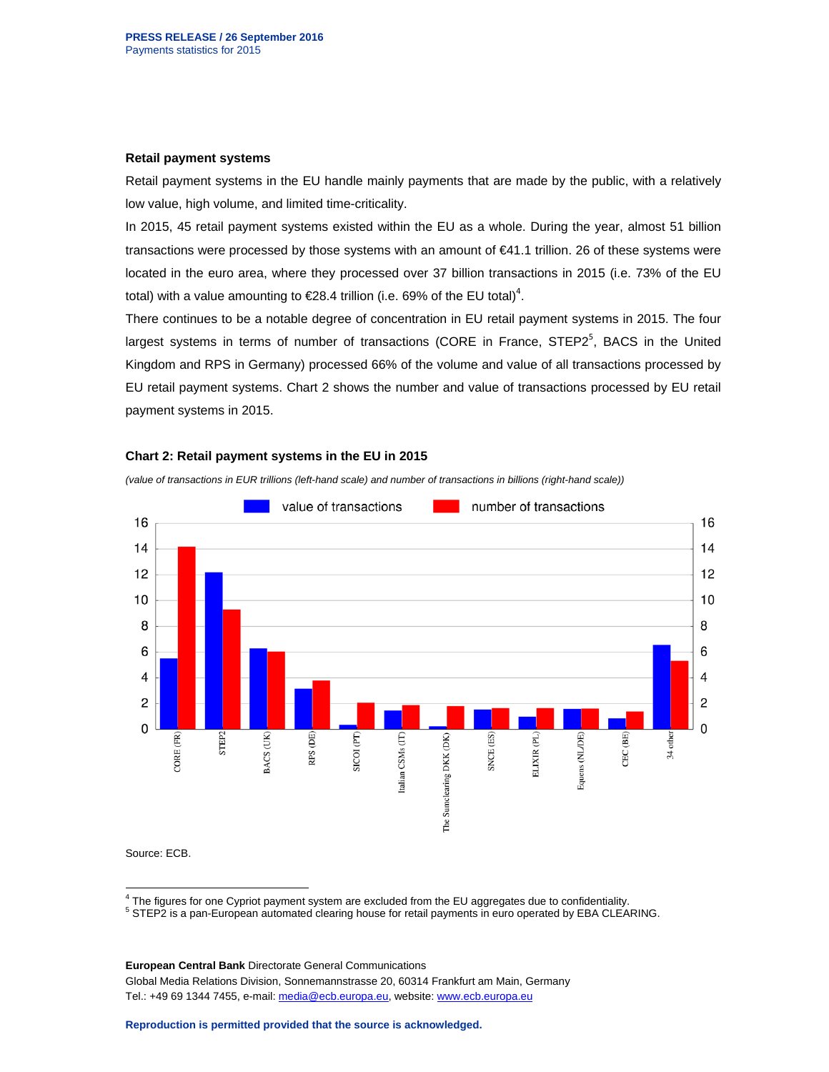### Retail payment systems

Retail payment systems in the EU handle mainly payments that are made by the public, with a relatively low value, high volume, and limited time-criticality.

In 2015, 45 retail payment systems existed within the EU as a whole. During the year, almost 51 billion transactions were processed by those systems with an amount of €41.1 trillion. 26 of these systems were located in the euro area, where they processed over 37 billion transactions in 2015 (i.e. 73% of the EU total) with a value amounting to €28.4 trillion (i.e. 69% of the EU total)[4].

There continues to be a notable degree of concentration in EU retail payment systems in 2015. The four largest systems in terms of number of transactions (CORE in France, STEP2[5], BACS in the United Kingdom and RPS in Germany) processed 66% of the volume and value of all transactions processed by EU retail payment systems. Chart 2 shows the number and value of transactions processed by EU retail payment systems in 2015.

**Chart 2: Retail payment systems in the EU in 2015**

*(value of transactions in EUR trillions (left-hand scale) and number of transactions in billions (right-hand scale))*

Source: ECB.

---

[4] The figures for one Cypriot payment system are excluded from the EU aggregates due to confidentiality.

[5] STEP2 is a pan-European automated clearing house for retail payments in euro operated by EBA CLEARING.

**European Central Bank** Directorate General Communications
Global Media Relations Division, Sonnemannstrasse 20, 60314 Frankfurt am Main, Germany
Tel.: +49 69 1344 7455, e-mail: media@ecb.europa.eu, website: www.ecb.europa.eu

**Reproduction is permitted provided that the source is acknowledged.**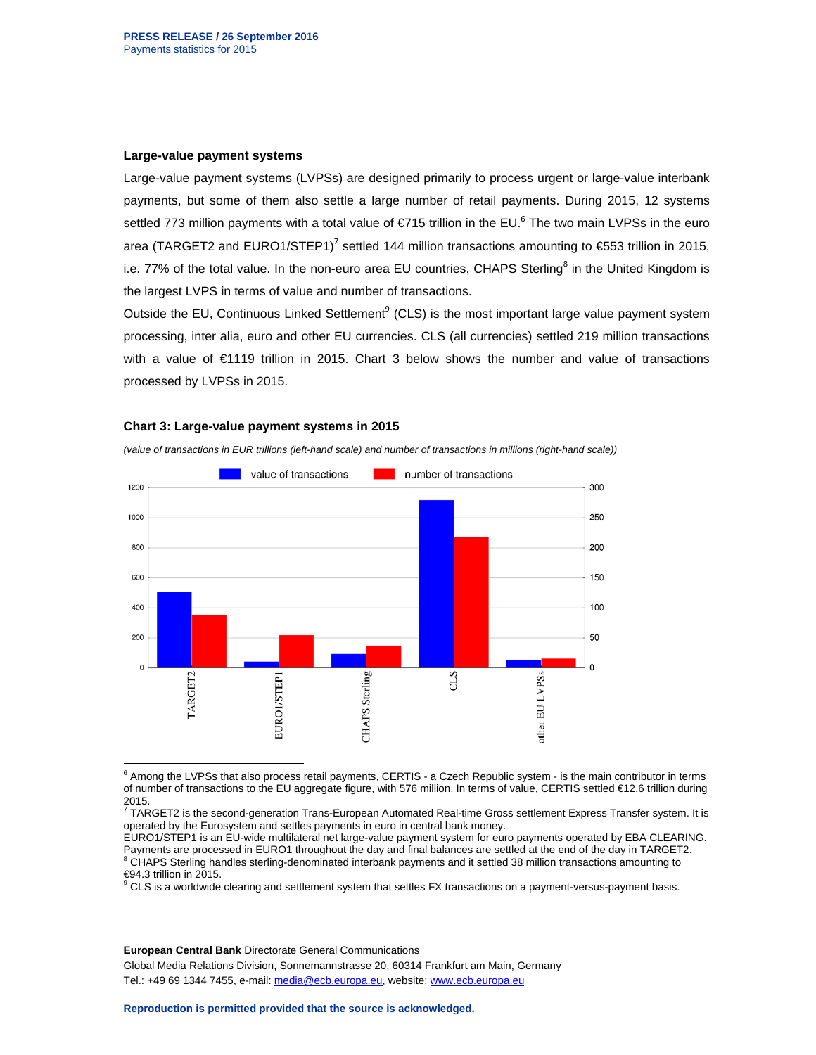## Large-value payment systems

Large-value payment systems (LVPSs) are designed primarily to process urgent or large-value interbank payments, but some of them also settle a large number of retail payments. During 2015, 12 systems settled 773 million payments with a total value of €715 trillion in the EU.[6] The two main LVPSs in the euro area (TARGET2 and EURO1/STEP1)[7] settled 144 million transactions amounting to €553 trillion in 2015, i.e. 77% of the total value. In the non-euro area EU countries, CHAPS Sterling[8] in the United Kingdom is the largest LVPS in terms of value and number of transactions.

Outside the EU, Continuous Linked Settlement[9] (CLS) is the most important large value payment system processing, inter alia, euro and other EU currencies. CLS (all currencies) settled 219 million transactions with a value of €1119 trillion in 2015. Chart 3 below shows the number and value of transactions processed by LVPSs in 2015.

### Chart 3: Large-value payment systems in 2015

*(value of transactions in EUR trillions (left-hand scale) and number of transactions in millions (right-hand scale))*

---

[6] Among the LVPSs that also process retail payments, CERTIS - a Czech Republic system - is the main contributor in terms of number of transactions to the EU aggregate figure, with 576 million. In terms of value, CERTIS settled €12.6 trillion during 2015.

[7] TARGET2 is the second-generation Trans-European Automated Real-time Gross settlement Express Transfer system. It is operated by the Eurosystem and settles payments in euro in central bank money.
EURO1/STEP1 is an EU-wide multilateral net large-value payment system for euro payments operated by EBA CLEARING. Payments are processed in EURO1 throughout the day and final balances are settled at the end of the day in TARGET2.

[8] CHAPS Sterling handles sterling-denominated interbank payments and it settled 38 million transactions amounting to €94.3 trillion in 2015.

[9] CLS is a worldwide clearing and settlement system that settles FX transactions on a payment-versus-payment basis.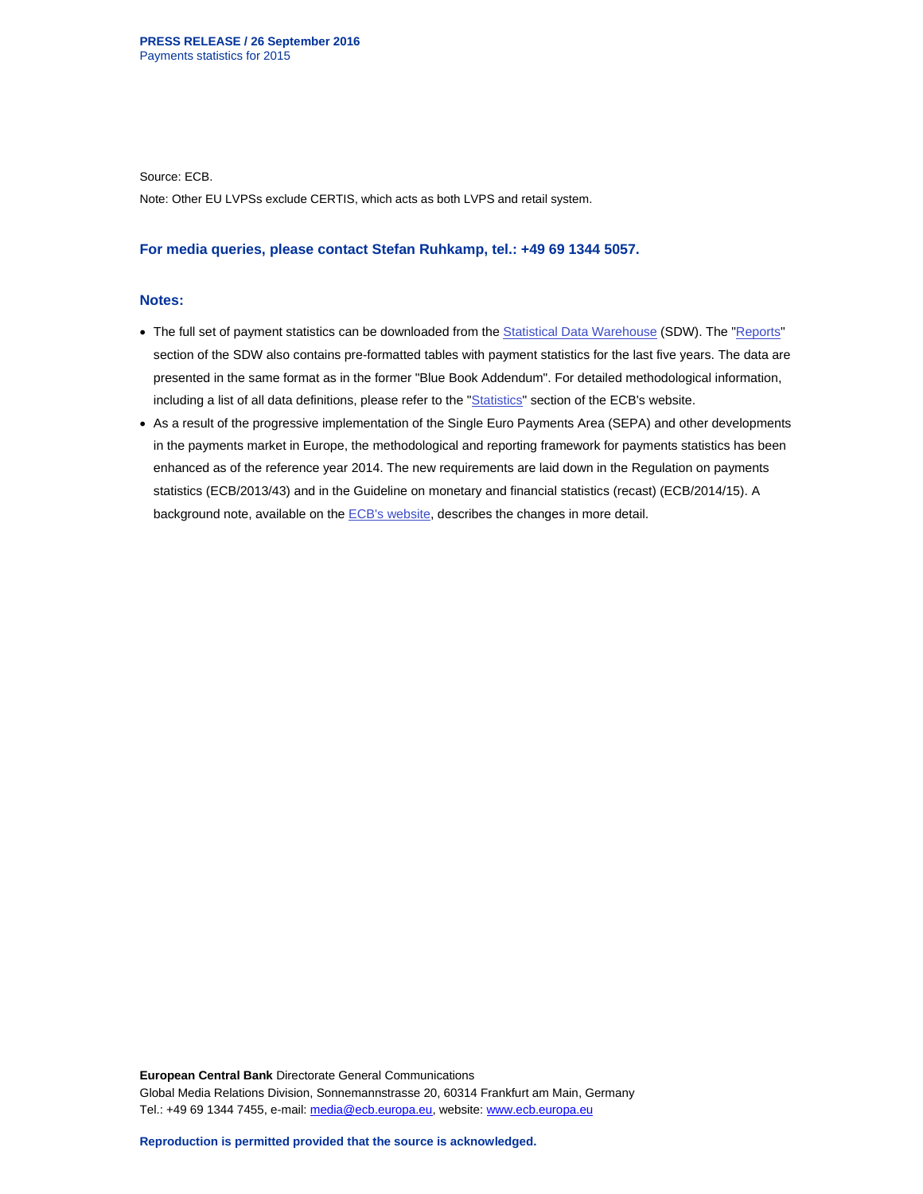Source: ECB.

Note: Other EU LVPSs exclude CERTIS, which acts as both LVPS and retail system.

**For media queries, please contact Stefan Ruhkamp, tel.: +49 69 1344 5057.**

## Notes:

- The full set of payment statistics can be downloaded from the Statistical Data Warehouse (SDW). The "Reports" section of the SDW also contains pre-formatted tables with payment statistics for the last five years. The data are presented in the same format as in the former "Blue Book Addendum". For detailed methodological information, including a list of all data definitions, please refer to the "Statistics" section of the ECB's website.
- As a result of the progressive implementation of the Single Euro Payments Area (SEPA) and other developments in the payments market in Europe, the methodological and reporting framework for payments statistics has been enhanced as of the reference year 2014. The new requirements are laid down in the Regulation on payments statistics (ECB/2013/43) and in the Guideline on monetary and financial statistics (recast) (ECB/2014/15). A background note, available on the ECB's website, describes the changes in more detail.

**European Central Bank** Directorate General Communications
Global Media Relations Division, Sonnemannstrasse 20, 60314 Frankfurt am Main, Germany
Tel.: +49 69 1344 7455, e-mail: media@ecb.europa.eu, website: www.ecb.europa.eu

**Reproduction is permitted provided that the source is acknowledged.**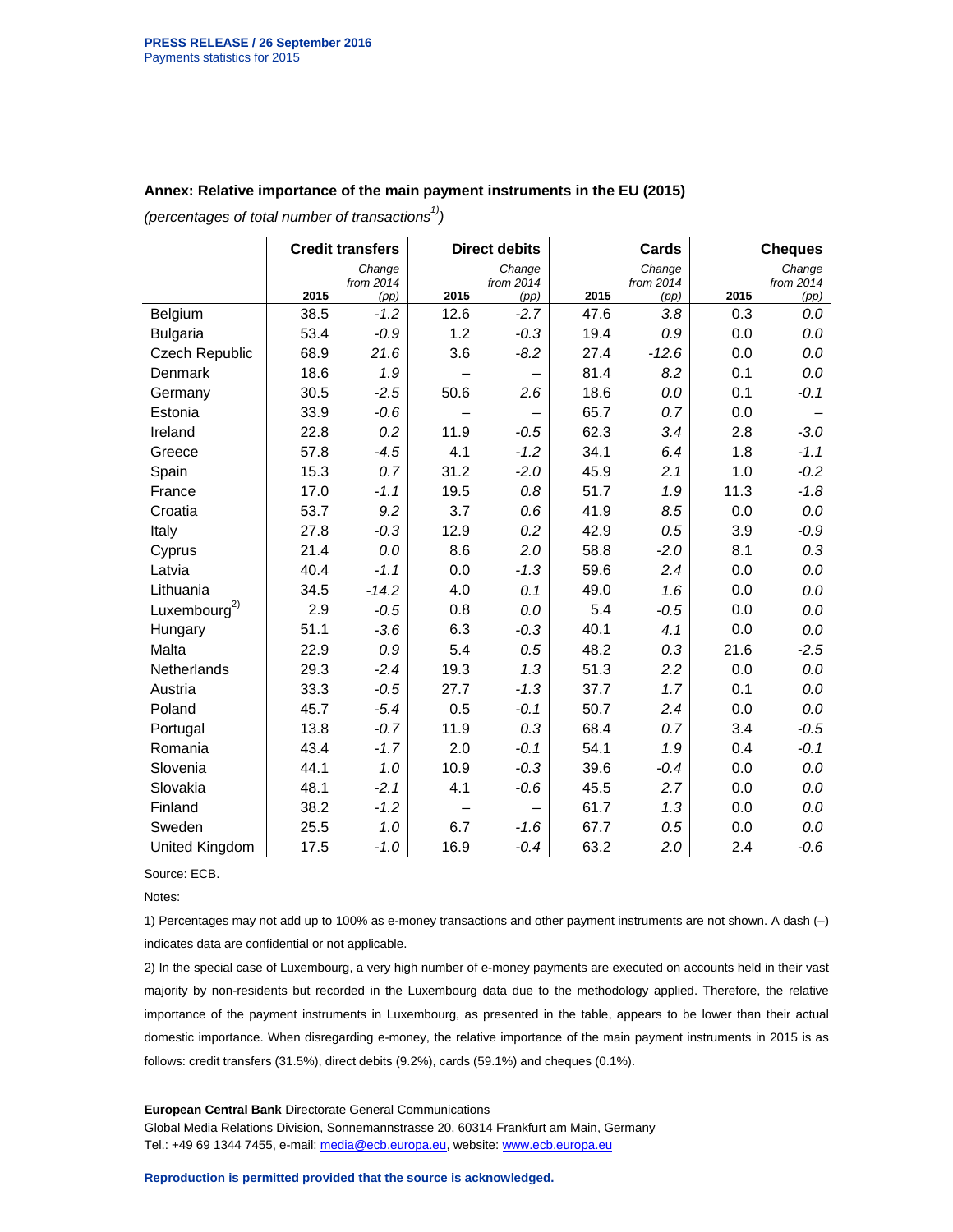### Annex: Relative importance of the main payment instruments in the EU (2015)

*(percentages of total number of transactions[1])*

| | Credit transfers | | Direct debits | | Cards | | Cheques | |
|---|---|---|---|---|---|---|---|---|
| | 2015 | *Change from 2014 (pp)* | 2015 | *Change from 2014 (pp)* | 2015 | *Change from 2014 (pp)* | 2015 | *Change from 2014 (pp)* |
| Belgium | 38.5 | *-1.2* | 12.6 | *-2.7* | 47.6 | *3.8* | 0.3 | *0.0* |
| Bulgaria | 53.4 | *-0.9* | 1.2 | *-0.3* | 19.4 | *0.9* | 0.0 | *0.0* |
| Czech Republic | 68.9 | *21.6* | 3.6 | *-8.2* | 27.4 | *-12.6* | 0.0 | *0.0* |
| Denmark | 18.6 | *1.9* | – | – | 81.4 | *8.2* | 0.1 | *0.0* |
| Germany | 30.5 | *-2.5* | 50.6 | *2.6* | 18.6 | *0.0* | 0.1 | *-0.1* |
| Estonia | 33.9 | *-0.6* | – | – | 65.7 | *0.7* | 0.0 | – |
| Ireland | 22.8 | *0.2* | 11.9 | *-0.5* | 62.3 | *3.4* | 2.8 | *-3.0* |
| Greece | 57.8 | *-4.5* | 4.1 | *-1.2* | 34.1 | *6.4* | 1.8 | *-1.1* |
| Spain | 15.3 | *0.7* | 31.2 | *-2.0* | 45.9 | *2.1* | 1.0 | *-0.2* |
| France | 17.0 | *-1.1* | 19.5 | *0.8* | 51.7 | *1.9* | 11.3 | *-1.8* |
| Croatia | 53.7 | *9.2* | 3.7 | *0.6* | 41.9 | *8.5* | 0.0 | *0.0* |
| Italy | 27.8 | *-0.3* | 12.9 | *0.2* | 42.9 | *0.5* | 3.9 | *-0.9* |
| Cyprus | 21.4 | *0.0* | 8.6 | *2.0* | 58.8 | *-2.0* | 8.1 | *0.3* |
| Latvia | 40.4 | *-1.1* | 0.0 | *-1.3* | 59.6 | *2.4* | 0.0 | *0.0* |
| Lithuania | 34.5 | *-14.2* | 4.0 | *0.1* | 49.0 | *1.6* | 0.0 | *0.0* |
| Luxembourg[2] | 2.9 | *-0.5* | 0.8 | *0.0* | 5.4 | *-0.5* | 0.0 | *0.0* |
| Hungary | 51.1 | *-3.6* | 6.3 | *-0.3* | 40.1 | *4.1* | 0.0 | *0.0* |
| Malta | 22.9 | *0.9* | 5.4 | *0.5* | 48.2 | *0.3* | 21.6 | *-2.5* |
| Netherlands | 29.3 | *-2.4* | 19.3 | *1.3* | 51.3 | *2.2* | 0.0 | *0.0* |
| Austria | 33.3 | *-0.5* | 27.7 | *-1.3* | 37.7 | *1.7* | 0.1 | *0.0* |
| Poland | 45.7 | *-5.4* | 0.5 | *-0.1* | 50.7 | *2.4* | 0.0 | *0.0* |
| Portugal | 13.8 | *-0.7* | 11.9 | *0.3* | 68.4 | *0.7* | 3.4 | *-0.5* |
| Romania | 43.4 | *-1.7* | 2.0 | *-0.1* | 54.1 | *1.9* | 0.4 | *-0.1* |
| Slovenia | 44.1 | *1.0* | 10.9 | *-0.3* | 39.6 | *-0.4* | 0.0 | *0.0* |
| Slovakia | 48.1 | *-2.1* | 4.1 | *-0.6* | 45.5 | *2.7* | 0.0 | *0.0* |
| Finland | 38.2 | *-1.2* | – | – | 61.7 | *1.3* | 0.0 | *0.0* |
| Sweden | 25.5 | *1.0* | 6.7 | *-1.6* | 67.7 | *0.5* | 0.0 | *0.0* |
| United Kingdom | 17.5 | *-1.0* | 16.9 | *-0.4* | 63.2 | *2.0* | 2.4 | *-0.6* |

Source: ECB.

Notes:

1) Percentages may not add up to 100% as e-money transactions and other payment instruments are not shown. A dash (–) indicates data are confidential or not applicable.

2) In the special case of Luxembourg, a very high number of e-money payments are executed on accounts held in their vast majority by non-residents but recorded in the Luxembourg data due to the methodology applied. Therefore, the relative importance of the payment instruments in Luxembourg, as presented in the table, appears to be lower than their actual domestic importance. When disregarding e-money, the relative importance of the main payment instruments in 2015 is as follows: credit transfers (31.5%), direct debits (9.2%), cards (59.1%) and cheques (0.1%).

**European Central Bank** Directorate General Communications
Global Media Relations Division, Sonnemannstrasse 20, 60314 Frankfurt am Main, Germany
Tel.: +49 69 1344 7455, e-mail: media@ecb.europa.eu, website: www.ecb.europa.eu

**Reproduction is permitted provided that the source is acknowledged.**